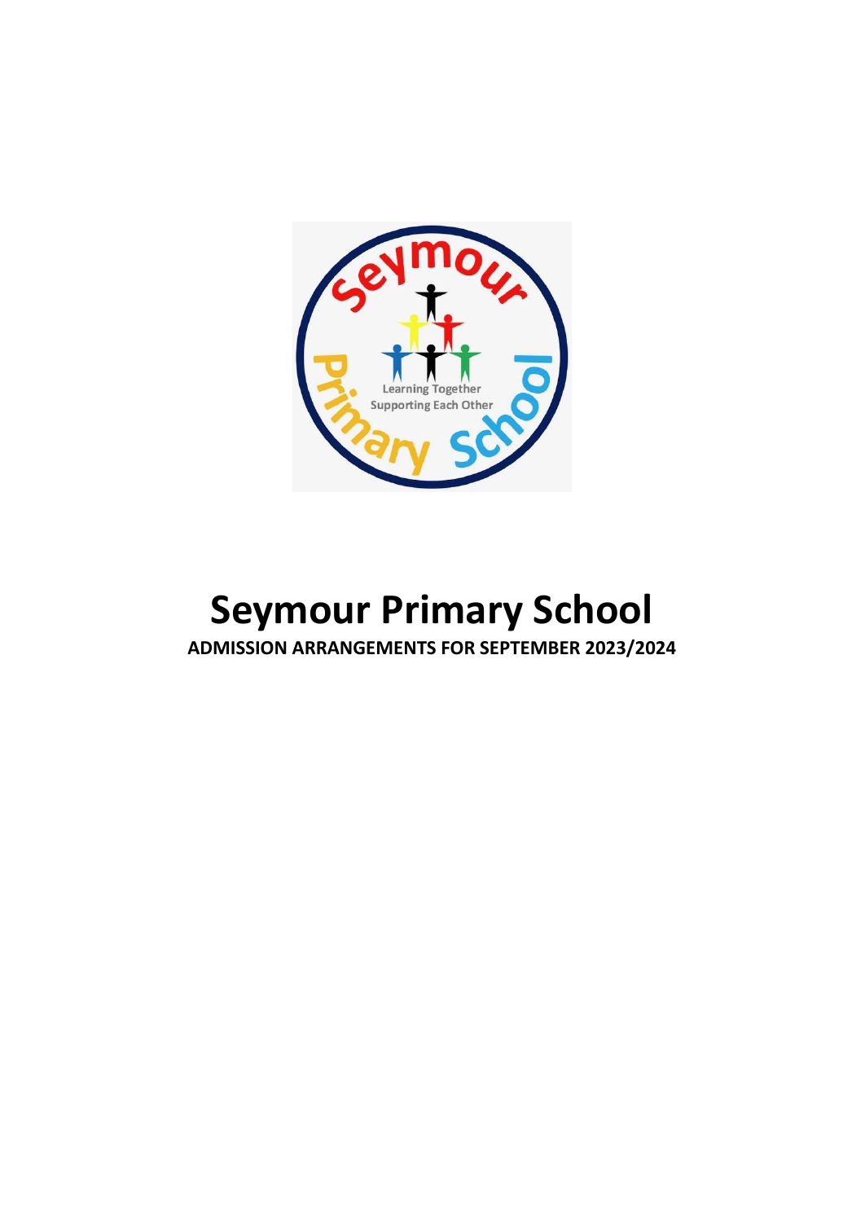# Seymour Primary School

**ADMISSION ARRANGEMENTS FOR SEPTEMBER 2023/2024**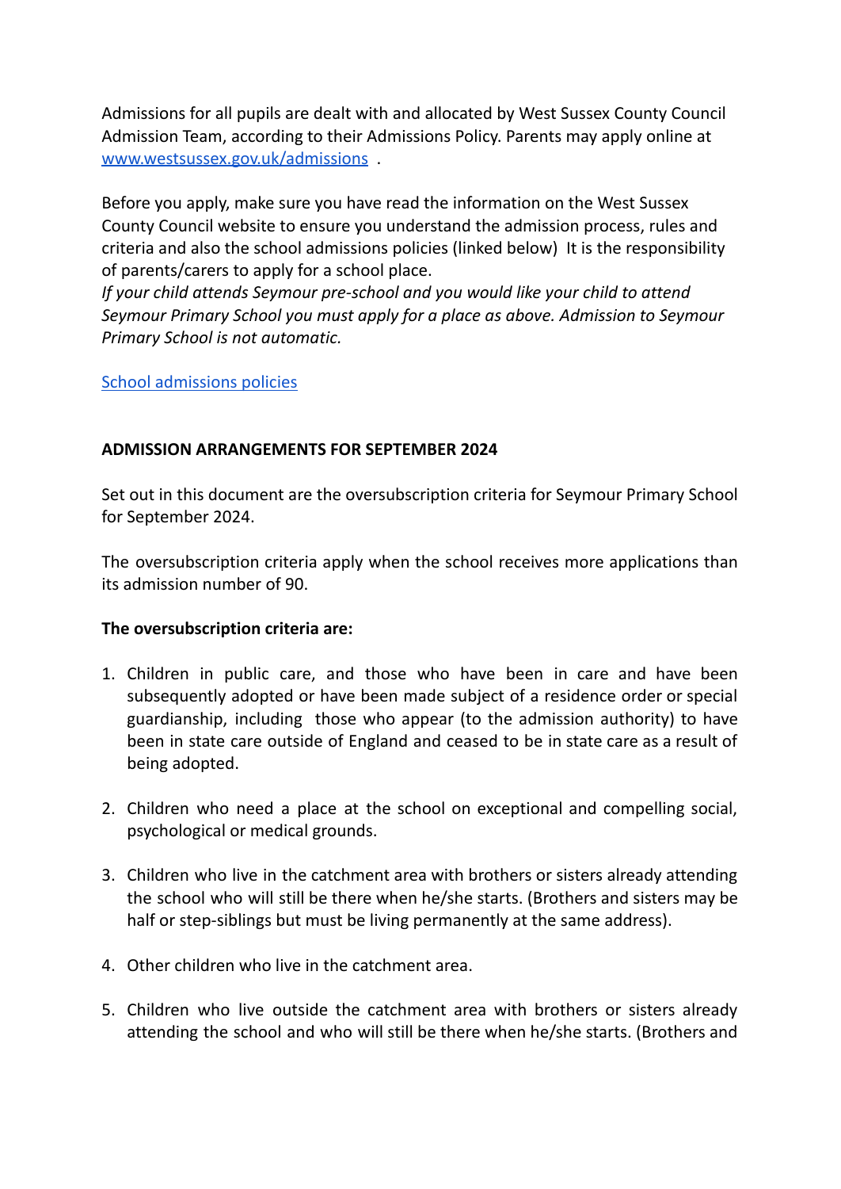Admissions for all pupils are dealt with and allocated by West Sussex County Council Admission Team, according to their Admissions Policy. Parents may apply online at [www.westsussex.gov.uk/admissions](www.westsussex.gov.uk/admissions) .

Before you apply, make sure you have read the information on the West Sussex County Council website to ensure you understand the admission process, rules and criteria and also the school admissions policies (linked below)  It is the responsibility of parents/carers to apply for a school place.
*If your child attends Seymour pre-school and you would like your child to attend Seymour Primary School you must apply for a place as above. Admission to Seymour Primary School is not automatic.*

[School admissions policies]()

**ADMISSION ARRANGEMENTS FOR SEPTEMBER 2024**

Set out in this document are the oversubscription criteria for Seymour Primary School for September 2024.

The oversubscription criteria apply when the school receives more applications than its admission number of 90.

**The oversubscription criteria are:**

1. Children in public care, and those who have been in care and have been subsequently adopted or have been made subject of a residence order or special guardianship, including those who appear (to the admission authority) to have been in state care outside of England and ceased to be in state care as a result of being adopted.

2. Children who need a place at the school on exceptional and compelling social, psychological or medical grounds.

3. Children who live in the catchment area with brothers or sisters already attending the school who will still be there when he/she starts. (Brothers and sisters may be half or step-siblings but must be living permanently at the same address).

4. Other children who live in the catchment area.

5. Children who live outside the catchment area with brothers or sisters already attending the school and who will still be there when he/she starts. (Brothers and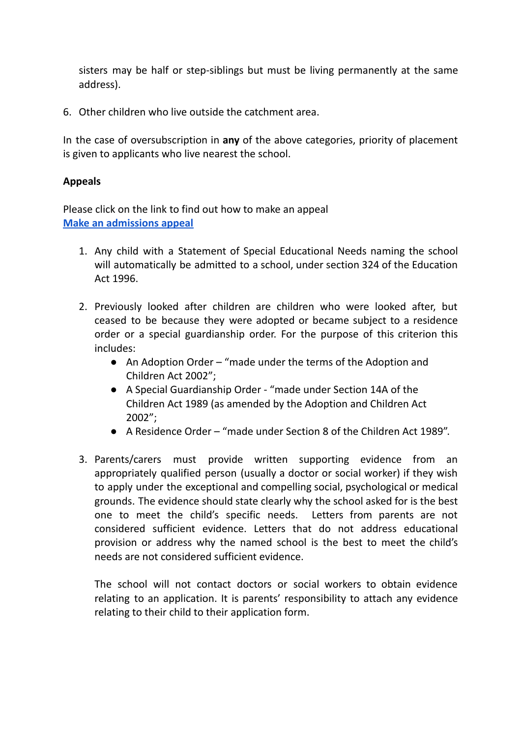sisters may be half or step-siblings but must be living permanently at the same address).

6. Other children who live outside the catchment area.

In the case of oversubscription in **any** of the above categories, priority of placement is given to applicants who live nearest the school.

**Appeals**

Please click on the link to find out how to make an appeal
**[Make an admissions appeal]()**

1. Any child with a Statement of Special Educational Needs naming the school will automatically be admitted to a school, under section 324 of the Education Act 1996.

2. Previously looked after children are children who were looked after, but ceased to be because they were adopted or became subject to a residence order or a special guardianship order. For the purpose of this criterion this includes:
   - An Adoption Order – "made under the terms of the Adoption and Children Act 2002";
   - A Special Guardianship Order - "made under Section 14A of the Children Act 1989 (as amended by the Adoption and Children Act 2002";
   - A Residence Order – "made under Section 8 of the Children Act 1989".

3. Parents/carers must provide written supporting evidence from an appropriately qualified person (usually a doctor or social worker) if they wish to apply under the exceptional and compelling social, psychological or medical grounds. The evidence should state clearly why the school asked for is the best one to meet the child's specific needs. Letters from parents are not considered sufficient evidence. Letters that do not address educational provision or address why the named school is the best to meet the child's needs are not considered sufficient evidence.

   The school will not contact doctors or social workers to obtain evidence relating to an application. It is parents' responsibility to attach any evidence relating to their child to their application form.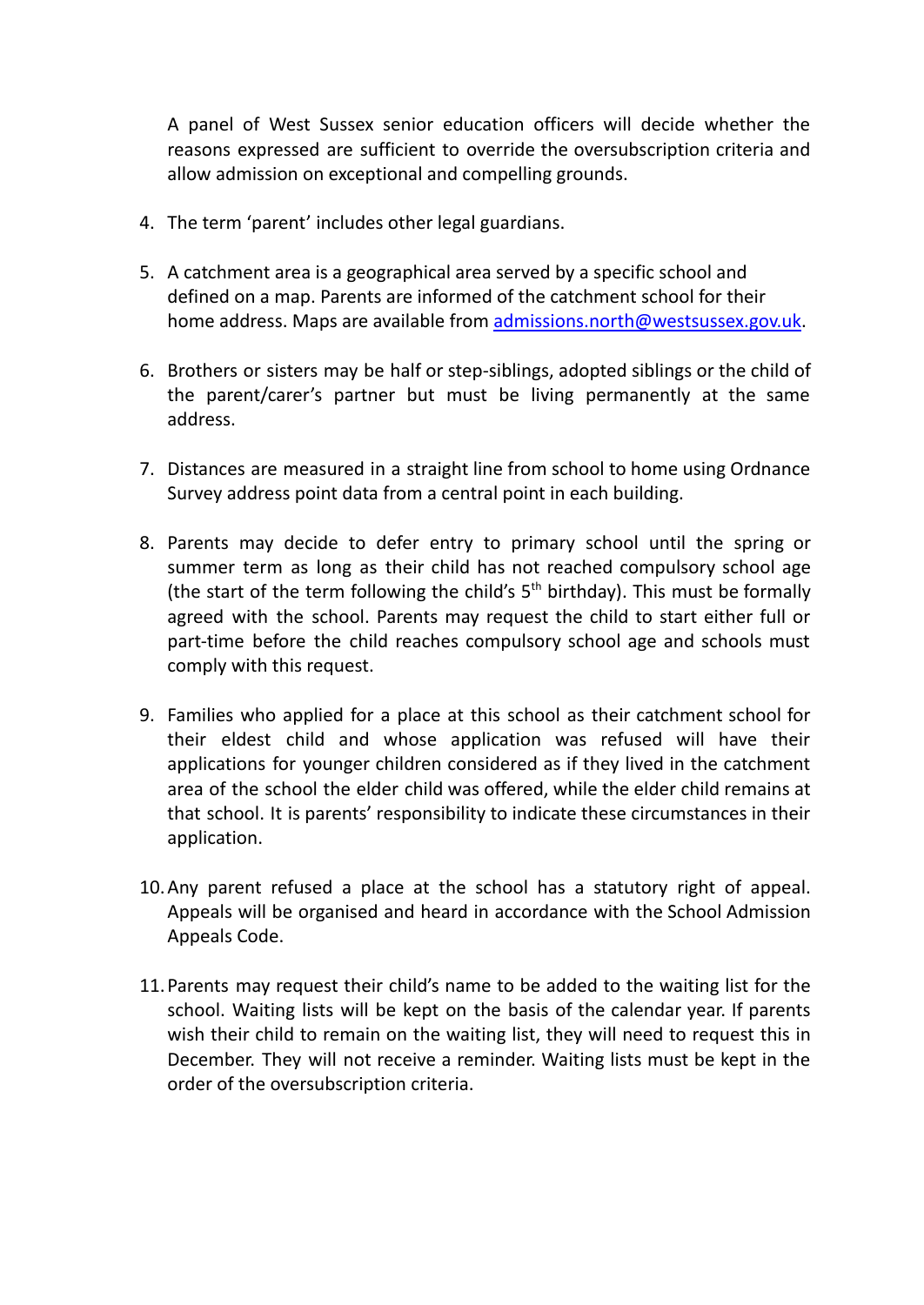A panel of West Sussex senior education officers will decide whether the reasons expressed are sufficient to override the oversubscription criteria and allow admission on exceptional and compelling grounds.

4. The term 'parent' includes other legal guardians.

5. A catchment area is a geographical area served by a specific school and defined on a map. Parents are informed of the catchment school for their home address. Maps are available from admissions.north@westsussex.gov.uk.

6. Brothers or sisters may be half or step-siblings, adopted siblings or the child of the parent/carer's partner but must be living permanently at the same address.

7. Distances are measured in a straight line from school to home using Ordnance Survey address point data from a central point in each building.

8. Parents may decide to defer entry to primary school until the spring or summer term as long as their child has not reached compulsory school age (the start of the term following the child's 5th birthday). This must be formally agreed with the school. Parents may request the child to start either full or part-time before the child reaches compulsory school age and schools must comply with this request.

9. Families who applied for a place at this school as their catchment school for their eldest child and whose application was refused will have their applications for younger children considered as if they lived in the catchment area of the school the elder child was offered, while the elder child remains at that school. It is parents' responsibility to indicate these circumstances in their application.

10. Any parent refused a place at the school has a statutory right of appeal. Appeals will be organised and heard in accordance with the School Admission Appeals Code.

11. Parents may request their child's name to be added to the waiting list for the school. Waiting lists will be kept on the basis of the calendar year. If parents wish their child to remain on the waiting list, they will need to request this in December. They will not receive a reminder. Waiting lists must be kept in the order of the oversubscription criteria.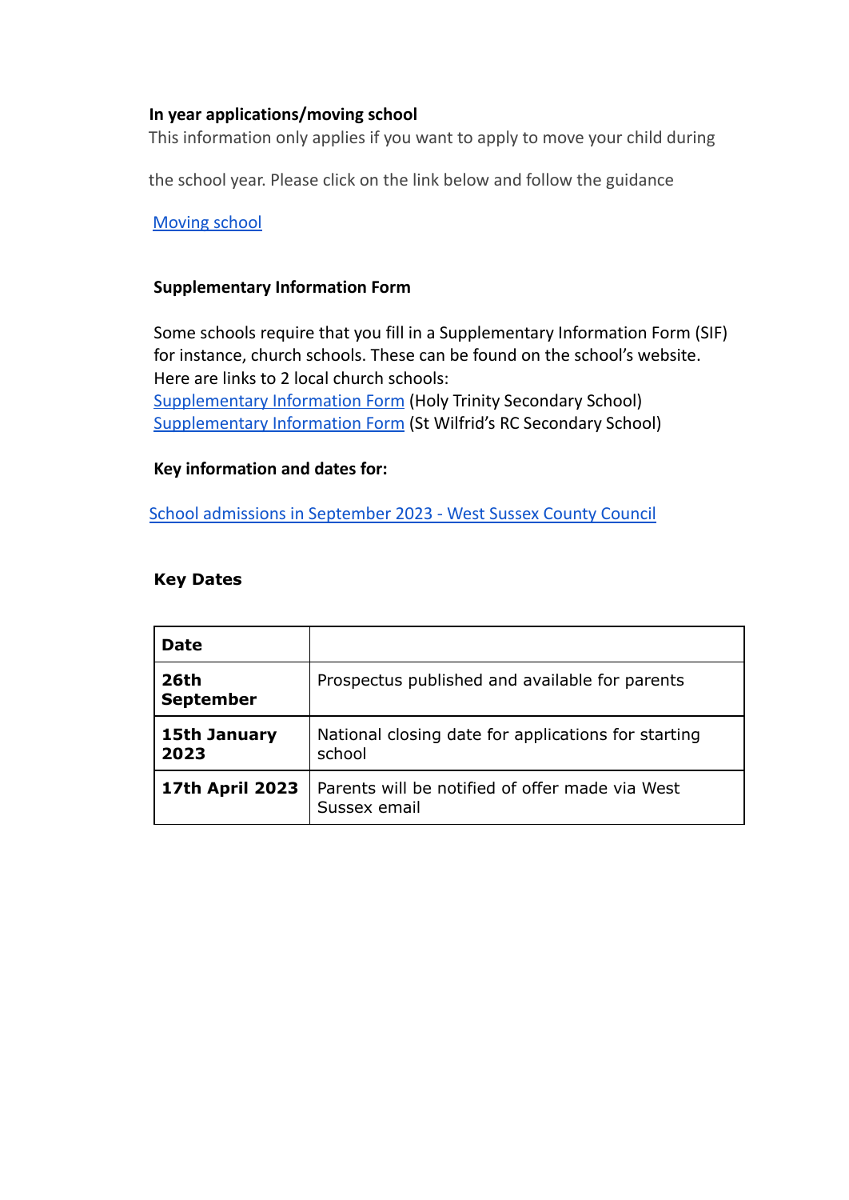**In year applications/moving school**

This information only applies if you want to apply to move your child during

the school year. Please click on the link below and follow the guidance

Moving school

**Supplementary Information Form**

Some schools require that you fill in a Supplementary Information Form (SIF) for instance, church schools. These can be found on the school's website. Here are links to 2 local church schools:
Supplementary Information Form (Holy Trinity Secondary School)
Supplementary Information Form (St Wilfrid's RC Secondary School)

**Key information and dates for:**

School admissions in September 2023 - West Sussex County Council

**Key Dates**

| Date | |
|---|---|
| **26th September** | Prospectus published and available for parents |
| **15th January 2023** | National closing date for applications for starting school |
| **17th April 2023** | Parents will be notified of offer made via West Sussex email |